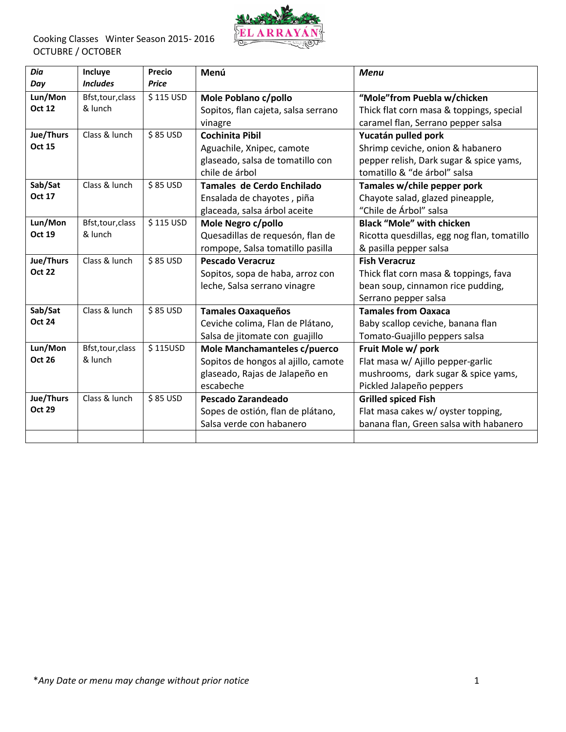Cooking Classes   Winter Season 2015- 2016
OCTUBRE / OCTOBER

EL ARRAYÁN

| *Dia* *Day* | **Incluye** ***Includes*** | **Precio** ***Price*** | **Menú** | ***Menu*** |
|---|---|---|---|---|
| **Lun/Mon Oct 12** | Bfst,tour,class & lunch | $ 115 USD | **Mole Poblano c/pollo** Sopitos, flan cajeta, salsa serrano vinagre | **"Mole"from Puebla w/chicken** Thick flat corn masa & toppings, special caramel flan, Serrano pepper salsa |
| **Jue/Thurs Oct 15** | Class & lunch | $ 85 USD | **Cochinita Pibil** Aguachile, Xnipec, camote glaseado, salsa de tomatillo con chile de árbol | **Yucatán pulled pork** Shrimp ceviche, onion & habanero pepper relish, Dark sugar & spice yams, tomatillo & "de árbol" salsa |
| **Sab/Sat Oct 17** | Class & lunch | $ 85 USD | **Tamales de Cerdo Enchilado** Ensalada de chayotes , piña glaceada, salsa árbol aceite | **Tamales w/chile pepper pork** Chayote salad, glazed pineapple, "Chile de Árbol" salsa |
| **Lun/Mon Oct 19** | Bfst,tour,class & lunch | $ 115 USD | **Mole Negro c/pollo** Quesadillas de requesón, flan de rompope, Salsa tomatillo pasilla | **Black "Mole" with chicken** Ricotta quesdillas, egg nog flan, tomatillo & pasilla pepper salsa |
| **Jue/Thurs Oct 22** | Class & lunch | $ 85 USD | **Pescado Veracruz** Sopitos, sopa de haba, arroz con leche, Salsa serrano vinagre | **Fish Veracruz** Thick flat corn masa & toppings, fava bean soup, cinnamon rice pudding, Serrano pepper salsa |
| **Sab/Sat Oct 24** | Class & lunch | $ 85 USD | **Tamales Oaxaqueños** Ceviche colima, Flan de Plátano, Salsa de jitomate con guajillo | **Tamales from Oaxaca** Baby scallop ceviche, banana flan Tomato-Guajillo peppers salsa |
| **Lun/Mon Oct 26** | Bfst,tour,class & lunch | $ 115USD | **Mole Manchamanteles c/puerco** Sopitos de hongos al ajillo, camote glaseado, Rajas de Jalapeño en escabeche | **Fruit Mole w/ pork** Flat masa w/ Ajillo pepper-garlic mushrooms, dark sugar & spice yams, Pickled Jalapeño peppers |
| **Jue/Thurs Oct 29** | Class & lunch | $ 85 USD | **Pescado Zarandeado** Sopes de ostión, flan de plátano, Salsa verde con habanero | **Grilled spiced Fish** Flat masa cakes w/ oyster topping, banana flan, Green salsa with habanero |
| | | | | |

**Any Date or menu may change without prior notice*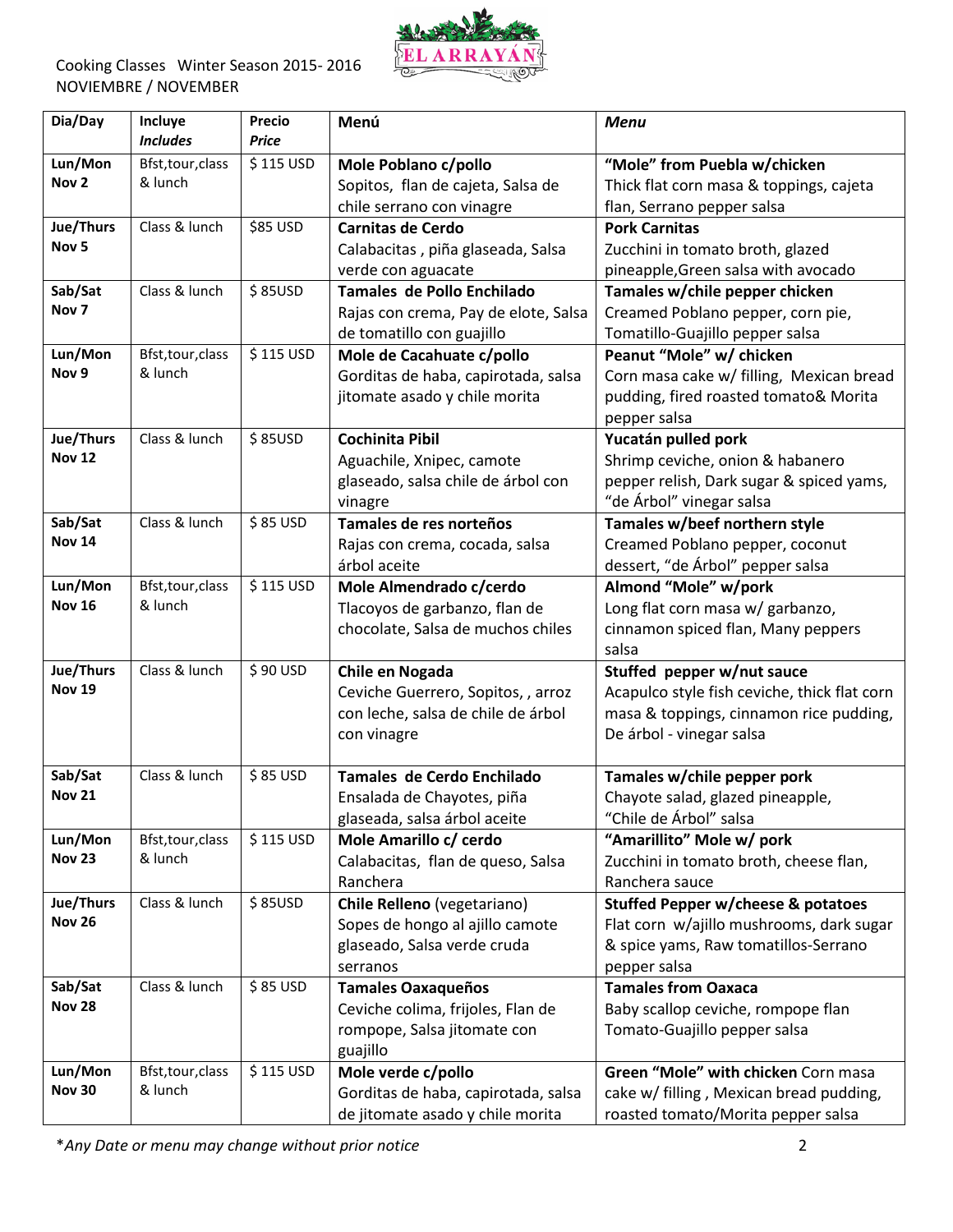Cooking Classes Winter Season 2015- 2016
NOVIEMBRE / NOVEMBER

EL ARRAYÁN

| Dia/Day | Incluye *Includes* | Precio *Price* | Menú | *Menu* |
|---|---|---|---|---|
| **Lun/Mon Nov 2** | Bfst,tour,class & lunch | $ 115 USD | **Mole Poblano c/pollo** Sopitos, flan de cajeta, Salsa de chile serrano con vinagre | **"Mole" from Puebla w/chicken** Thick flat corn masa & toppings, cajeta flan, Serrano pepper salsa |
| **Jue/Thurs Nov 5** | Class & lunch | $85 USD | **Carnitas de Cerdo** Calabacitas , piña glaseada, Salsa verde con aguacate | **Pork Carnitas** Zucchini in tomato broth, glazed pineapple,Green salsa with avocado |
| **Sab/Sat Nov 7** | Class & lunch | $ 85USD | **Tamales de Pollo Enchilado** Rajas con crema, Pay de elote, Salsa de tomatillo con guajillo | **Tamales w/chile pepper chicken** Creamed Poblano pepper, corn pie, Tomatillo-Guajillo pepper salsa |
| **Lun/Mon Nov 9** | Bfst,tour,class & lunch | $ 115 USD | **Mole de Cacahuate c/pollo** Gorditas de haba, capirotada, salsa jitomate asado y chile morita | **Peanut "Mole" w/ chicken** Corn masa cake w/ filling, Mexican bread pudding, fired roasted tomato& Morita pepper salsa |
| **Jue/Thurs Nov 12** | Class & lunch | $ 85USD | **Cochinita Pibil** Aguachile, Xnipec, camote glaseado, salsa chile de árbol con vinagre | **Yucatán pulled pork** Shrimp ceviche, onion & habanero pepper relish, Dark sugar & spiced yams, "de Árbol" vinegar salsa |
| **Sab/Sat Nov 14** | Class & lunch | $ 85 USD | **Tamales de res norteños** Rajas con crema, cocada, salsa árbol aceite | **Tamales w/beef northern style** Creamed Poblano pepper, coconut dessert, "de Árbol" pepper salsa |
| **Lun/Mon Nov 16** | Bfst,tour,class & lunch | $ 115 USD | **Mole Almendrado c/cerdo** Tlacoyos de garbanzo, flan de chocolate, Salsa de muchos chiles | **Almond "Mole" w/pork** Long flat corn masa w/ garbanzo, cinnamon spiced flan, Many peppers salsa |
| **Jue/Thurs Nov 19** | Class & lunch | $ 90 USD | **Chile en Nogada** Ceviche Guerrero, Sopitos, , arroz con leche, salsa de chile de árbol con vinagre | **Stuffed pepper w/nut sauce** Acapulco style fish ceviche, thick flat corn masa & toppings, cinnamon rice pudding, De árbol - vinegar salsa |
| **Sab/Sat Nov 21** | Class & lunch | $ 85 USD | **Tamales de Cerdo Enchilado** Ensalada de Chayotes, piña glaseada, salsa árbol aceite | **Tamales w/chile pepper pork** Chayote salad, glazed pineapple, "Chile de Árbol" salsa |
| **Lun/Mon Nov 23** | Bfst,tour,class & lunch | $ 115 USD | **Mole Amarillo c/ cerdo** Calabacitas, flan de queso, Salsa Ranchera | **"Amarillito" Mole w/ pork** Zucchini in tomato broth, cheese flan, Ranchera sauce |
| **Jue/Thurs Nov 26** | Class & lunch | $ 85USD | **Chile Relleno** (vegetariano) Sopes de hongo al ajillo camote glaseado, Salsa verde cruda serranos | **Stuffed Pepper w/cheese & potatoes** Flat corn w/ajillo mushrooms, dark sugar & spice yams, Raw tomatillos-Serrano pepper salsa |
| **Sab/Sat Nov 28** | Class & lunch | $ 85 USD | **Tamales Oaxaqueños** Ceviche colima, frijoles, Flan de rompope, Salsa jitomate con guajillo | **Tamales from Oaxaca** Baby scallop ceviche, rompope flan Tomato-Guajillo pepper salsa |
| **Lun/Mon Nov 30** | Bfst,tour,class & lunch | $ 115 USD | **Mole verde c/pollo** Gorditas de haba, capirotada, salsa de jitomate asado y chile morita | **Green "Mole" with chicken** Corn masa cake w/ filling , Mexican bread pudding, roasted tomato/Morita pepper salsa |

*\*Any Date or menu may change without prior notice*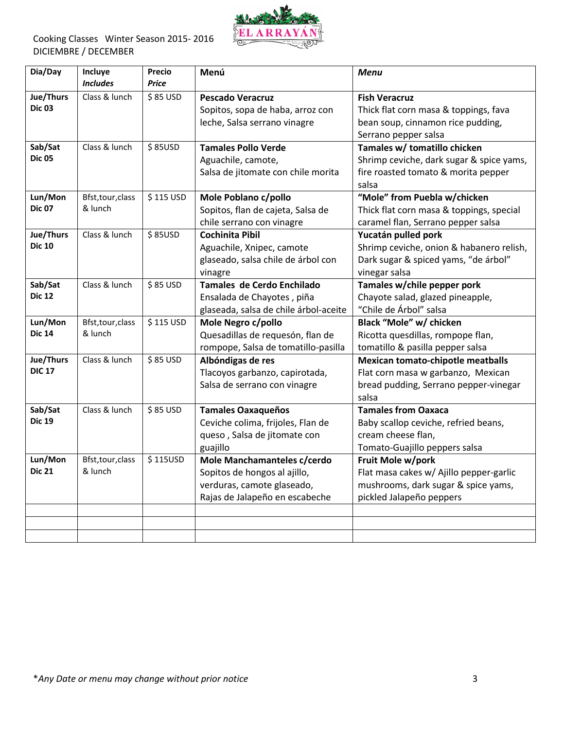Cooking Classes Winter Season 2015- 2016
DICIEMBRE / DECEMBER

EL ARRAYÁN

| Dia/Day | Incluye *Includes* | Precio *Price* | Menú | *Menu* |
|---|---|---|---|---|
| **Jue/Thurs Dic 03** | Class & lunch | $ 85 USD | **Pescado Veracruz** Sopitos, sopa de haba, arroz con leche, Salsa serrano vinagre | **Fish Veracruz** Thick flat corn masa & toppings, fava bean soup, cinnamon rice pudding, Serrano pepper salsa |
| **Sab/Sat Dic 05** | Class & lunch | $ 85USD | **Tamales Pollo Verde** Aguachile, camote, Salsa de jitomate con chile morita | **Tamales w/ tomatillo chicken** Shrimp ceviche, dark sugar & spice yams, fire roasted tomato & morita pepper salsa |
| **Lun/Mon Dic 07** | Bfst,tour,class & lunch | $ 115 USD | **Mole Poblano c/pollo** Sopitos, flan de cajeta, Salsa de chile serrano con vinagre | **"Mole" from Puebla w/chicken** Thick flat corn masa & toppings, special caramel flan, Serrano pepper salsa |
| **Jue/Thurs Dic 10** | Class & lunch | $ 85USD | **Cochinita Pibil** Aguachile, Xnipec, camote glaseado, salsa chile de árbol con vinagre | **Yucatán pulled pork** Shrimp ceviche, onion & habanero relish, Dark sugar & spiced yams, "de árbol" vinegar salsa |
| **Sab/Sat Dic 12** | Class & lunch | $ 85 USD | **Tamales de Cerdo Enchilado** Ensalada de Chayotes , piña glaseada, salsa de chile árbol-aceite | **Tamales w/chile pepper pork** Chayote salad, glazed pineapple, "Chile de Árbol" salsa |
| **Lun/Mon Dic 14** | Bfst,tour,class & lunch | $ 115 USD | **Mole Negro c/pollo** Quesadillas de requesón, flan de rompope, Salsa de tomatillo-pasilla | **Black "Mole" w/ chicken** Ricotta quesdillas, rompope flan, tomatillo & pasilla pepper salsa |
| **Jue/Thurs DIC 17** | Class & lunch | $ 85 USD | **Albóndigas de res** Tlacoyos garbanzo, capirotada, Salsa de serrano con vinagre | **Mexican tomato-chipotle meatballs** Flat corn masa w garbanzo, Mexican bread pudding, Serrano pepper-vinegar salsa |
| **Sab/Sat Dic 19** | Class & lunch | $ 85 USD | **Tamales Oaxaqueños** Ceviche colima, frijoles, Flan de queso , Salsa de jitomate con guajillo | **Tamales from Oaxaca** Baby scallop ceviche, refried beans, cream cheese flan, Tomato-Guajillo peppers salsa |
| **Lun/Mon Dic 21** | Bfst,tour,class & lunch | $ 115USD | **Mole Manchamanteles c/cerdo** Sopitos de hongos al ajillo, verduras, camote glaseado, Rajas de Jalapeño en escabeche | **Fruit Mole w/pork** Flat masa cakes w/ Ajillo pepper-garlic mushrooms, dark sugar & spice yams, pickled Jalapeño peppers |
| | | | | |
| | | | | |
| | | | | |

*\*Any Date or menu may change without prior notice*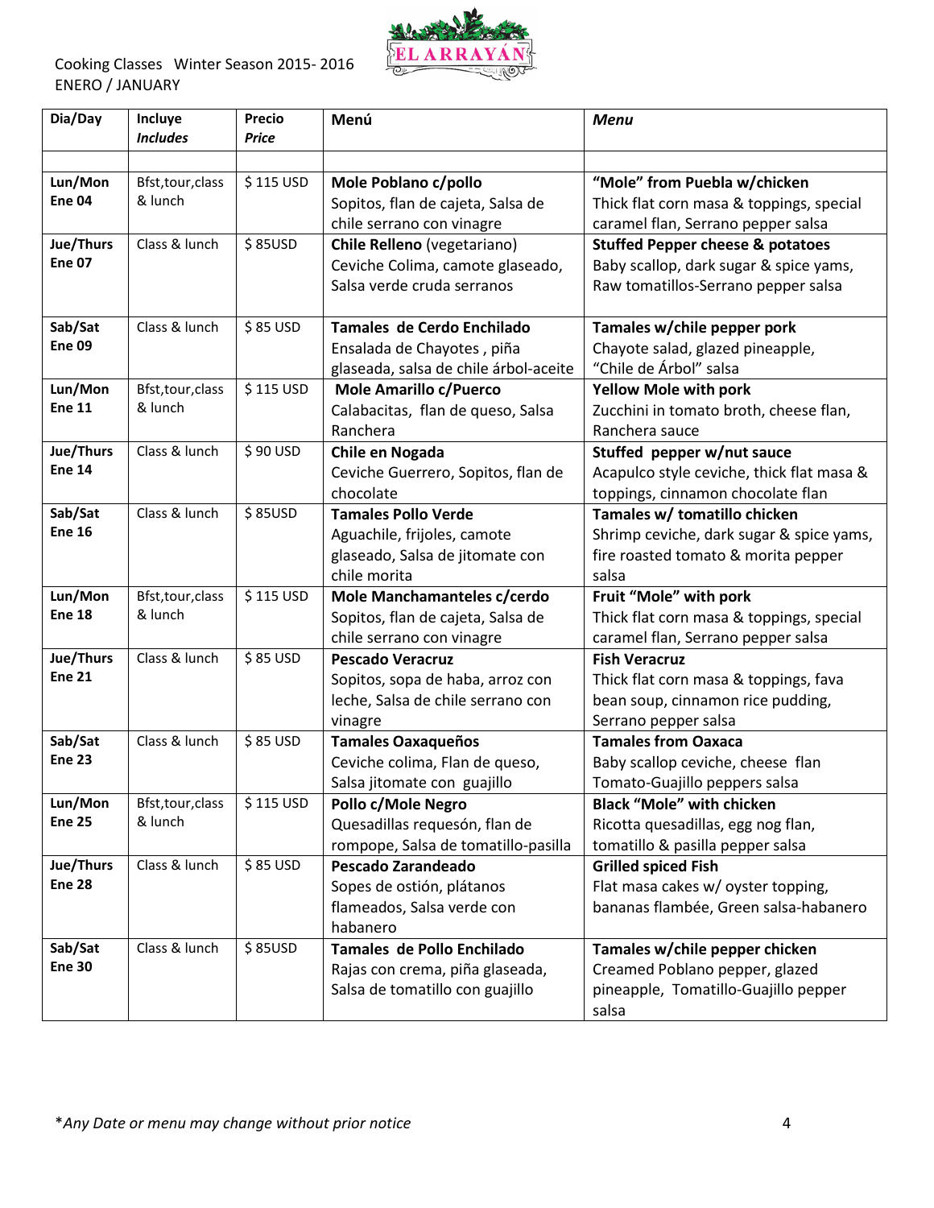Cooking Classes Winter Season 2015- 2016
ENERO / JANUARY

| Dia/Day | Incluye *Includes* | Precio *Price* | Menú | *Menu* |
|---|---|---|---|---|
| | | | | |
| **Lun/Mon Ene 04** | Bfst,tour,class & lunch | $ 115 USD | **Mole Poblano c/pollo** Sopitos, flan de cajeta, Salsa de chile serrano con vinagre | **"Mole" from Puebla w/chicken** Thick flat corn masa & toppings, special caramel flan, Serrano pepper salsa |
| **Jue/Thurs Ene 07** | Class & lunch | $ 85USD | **Chile Relleno** (vegetariano) Ceviche Colima, camote glaseado, Salsa verde cruda serranos | **Stuffed Pepper cheese & potatoes** Baby scallop, dark sugar & spice yams, Raw tomatillos-Serrano pepper salsa |
| **Sab/Sat Ene 09** | Class & lunch | $ 85 USD | **Tamales de Cerdo Enchilado** Ensalada de Chayotes , piña glaseada, salsa de chile árbol-aceite | **Tamales w/chile pepper pork** Chayote salad, glazed pineapple, "Chile de Árbol" salsa |
| **Lun/Mon Ene 11** | Bfst,tour,class & lunch | $ 115 USD | **Mole Amarillo c/Puerco** Calabacitas, flan de queso, Salsa Ranchera | **Yellow Mole with pork** Zucchini in tomato broth, cheese flan, Ranchera sauce |
| **Jue/Thurs Ene 14** | Class & lunch | $ 90 USD | **Chile en Nogada** Ceviche Guerrero, Sopitos, flan de chocolate | **Stuffed pepper w/nut sauce** Acapulco style ceviche, thick flat masa & toppings, cinnamon chocolate flan |
| **Sab/Sat Ene 16** | Class & lunch | $ 85USD | **Tamales Pollo Verde** Aguachile, frijoles, camote glaseado, Salsa de jitomate con chile morita | **Tamales w/ tomatillo chicken** Shrimp ceviche, dark sugar & spice yams, fire roasted tomato & morita pepper salsa |
| **Lun/Mon Ene 18** | Bfst,tour,class & lunch | $ 115 USD | **Mole Manchamanteles c/cerdo** Sopitos, flan de cajeta, Salsa de chile serrano con vinagre | **Fruit "Mole" with pork** Thick flat corn masa & toppings, special caramel flan, Serrano pepper salsa |
| **Jue/Thurs Ene 21** | Class & lunch | $ 85 USD | **Pescado Veracruz** Sopitos, sopa de haba, arroz con leche, Salsa de chile serrano con vinagre | **Fish Veracruz** Thick flat corn masa & toppings, fava bean soup, cinnamon rice pudding, Serrano pepper salsa |
| **Sab/Sat Ene 23** | Class & lunch | $ 85 USD | **Tamales Oaxaqueños** Ceviche colima, Flan de queso, Salsa jitomate con guajillo | **Tamales from Oaxaca** Baby scallop ceviche, cheese flan Tomato-Guajillo peppers salsa |
| **Lun/Mon Ene 25** | Bfst,tour,class & lunch | $ 115 USD | **Pollo c/Mole Negro** Quesadillas requesón, flan de rompope, Salsa de tomatillo-pasilla | **Black "Mole" with chicken** Ricotta quesadillas, egg nog flan, tomatillo & pasilla pepper salsa |
| **Jue/Thurs Ene 28** | Class & lunch | $ 85 USD | **Pescado Zarandeado** Sopes de ostión, plátanos flameados, Salsa verde con habanero | **Grilled spiced Fish** Flat masa cakes w/ oyster topping, bananas flambée, Green salsa-habanero |
| **Sab/Sat Ene 30** | Class & lunch | $ 85USD | **Tamales de Pollo Enchilado** Rajas con crema, piña glaseada, Salsa de tomatillo con guajillo | **Tamales w/chile pepper chicken** Creamed Poblano pepper, glazed pineapple, Tomatillo-Guajillo pepper salsa |

*\*Any Date or menu may change without prior notice*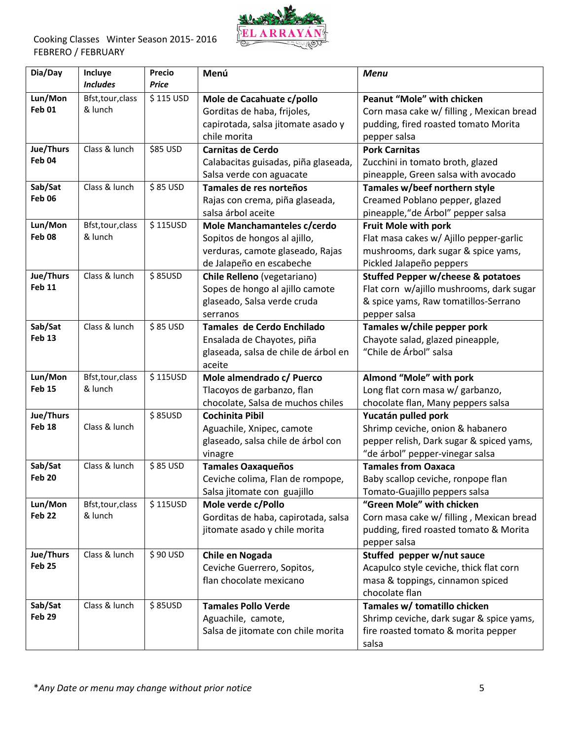Cooking Classes Winter Season 2015- 2016
FEBRERO / FEBRUARY

| Dia/Day | Incluye *Includes* | Precio *Price* | Menú | *Menu* |
|---|---|---|---|---|
| **Lun/Mon Feb 01** | Bfst,tour,class & lunch | $ 115 USD | **Mole de Cacahuate c/pollo** Gorditas de haba, frijoles, capirotada, salsa jitomate asado y chile morita | **Peanut "Mole" with chicken** Corn masa cake w/ filling , Mexican bread pudding, fired roasted tomato Morita pepper salsa |
| **Jue/Thurs Feb 04** | Class & lunch | $85 USD | **Carnitas de Cerdo** Calabacitas guisadas, piña glaseada, Salsa verde con aguacate | **Pork Carnitas** Zucchini in tomato broth, glazed pineapple, Green salsa with avocado |
| **Sab/Sat Feb 06** | Class & lunch | $ 85 USD | **Tamales de res norteños** Rajas con crema, piña glaseada, salsa árbol aceite | **Tamales w/beef northern style** Creamed Poblano pepper, glazed pineapple,"de Árbol" pepper salsa |
| **Lun/Mon Feb 08** | Bfst,tour,class & lunch | $ 115USD | **Mole Manchamanteles c/cerdo** Sopitos de hongos al ajillo, verduras, camote glaseado, Rajas de Jalapeño en escabeche | **Fruit Mole with pork** Flat masa cakes w/ Ajillo pepper-garlic mushrooms, dark sugar & spice yams, Pickled Jalapeño peppers |
| **Jue/Thurs Feb 11** | Class & lunch | $ 85USD | **Chile Relleno** (vegetariano) Sopes de hongo al ajillo camote glaseado, Salsa verde cruda serranos | **Stuffed Pepper w/cheese & potatoes** Flat corn w/ajillo mushrooms, dark sugar & spice yams, Raw tomatillos-Serrano pepper salsa |
| **Sab/Sat Feb 13** | Class & lunch | $ 85 USD | **Tamales de Cerdo Enchilado** Ensalada de Chayotes, piña glaseada, salsa de chile de árbol en aceite | **Tamales w/chile pepper pork** Chayote salad, glazed pineapple, "Chile de Árbol" salsa |
| **Lun/Mon Feb 15** | Bfst,tour,class & lunch | $ 115USD | **Mole almendrado c/ Puerco** Tlacoyos de garbanzo, flan chocolate, Salsa de muchos chiles | **Almond "Mole" with pork** Long flat corn masa w/ garbanzo, chocolate flan, Many peppers salsa |
| **Jue/Thurs Feb 18** | Class & lunch | $ 85USD | **Cochinita Pibil** Aguachile, Xnipec, camote glaseado, salsa chile de árbol con vinagre | **Yucatán pulled pork** Shrimp ceviche, onion & habanero pepper relish, Dark sugar & spiced yams, "de árbol" pepper-vinegar salsa |
| **Sab/Sat Feb 20** | Class & lunch | $ 85 USD | **Tamales Oaxaqueños** Ceviche colima, Flan de rompope, Salsa jitomate con guajillo | **Tamales from Oaxaca** Baby scallop ceviche, ronpope flan Tomato-Guajillo peppers salsa |
| **Lun/Mon Feb 22** | Bfst,tour,class & lunch | $ 115USD | **Mole verde c/Pollo** Gorditas de haba, capirotada, salsa jitomate asado y chile morita | **"Green Mole" with chicken** Corn masa cake w/ filling , Mexican bread pudding, fired roasted tomato & Morita pepper salsa |
| **Jue/Thurs Feb 25** | Class & lunch | $ 90 USD | **Chile en Nogada** Ceviche Guerrero, Sopitos, flan chocolate mexicano | **Stuffed pepper w/nut sauce** Acapulco style ceviche, thick flat corn masa & toppings, cinnamon spiced chocolate flan |
| **Sab/Sat Feb 29** | Class & lunch | $ 85USD | **Tamales Pollo Verde** Aguachile, camote, Salsa de jitomate con chile morita | **Tamales w/ tomatillo chicken** Shrimp ceviche, dark sugar & spice yams, fire roasted tomato & morita pepper salsa |

**Any Date or menu may change without prior notice*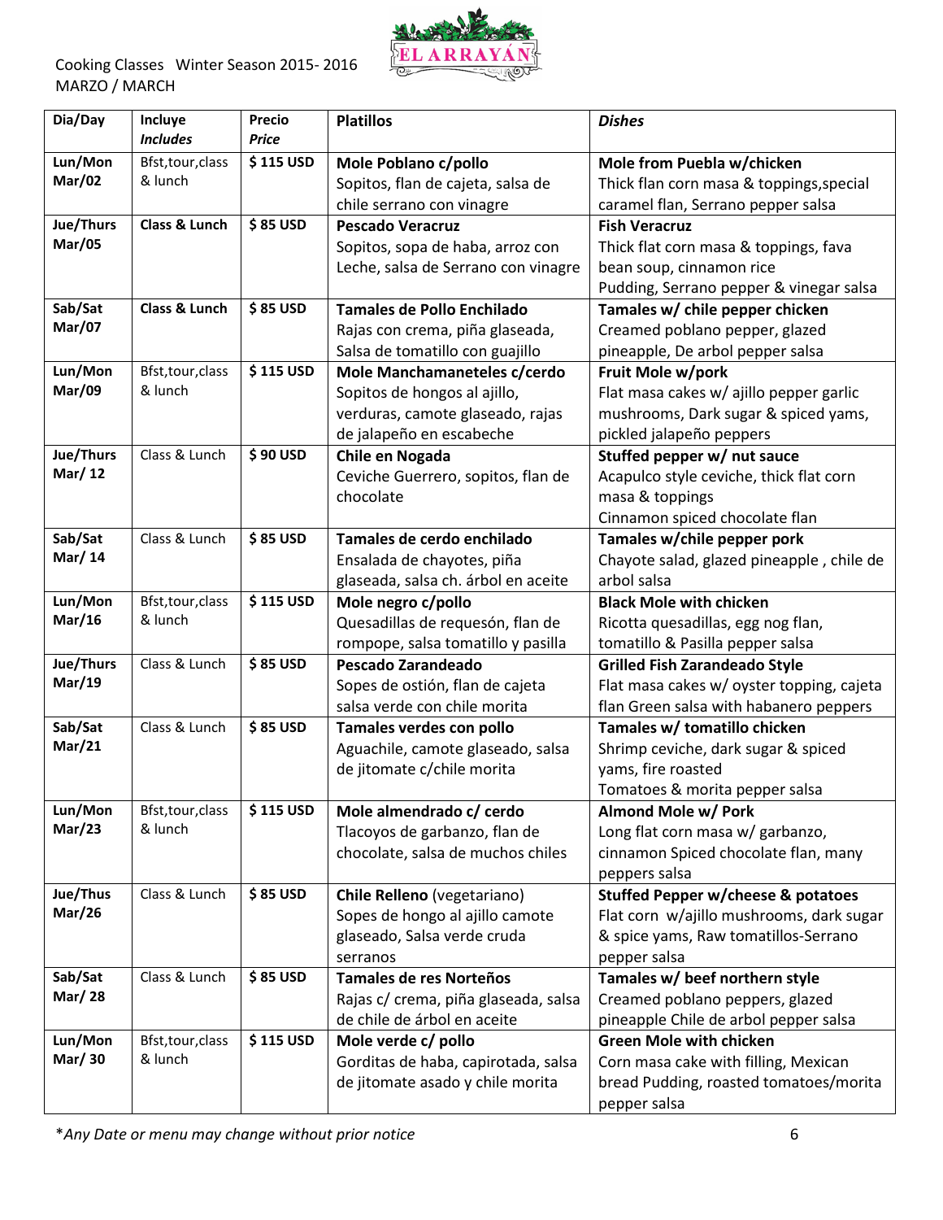Cooking Classes Winter Season 2015- 2016
MARZO / MARCH

EL ARRAYÁN

| Dia/Day | Incluye *Includes* | Precio *Price* | Platillos | *Dishes* |
|---|---|---|---|---|
| **Lun/Mon Mar/02** | Bfst,tour,class & lunch | **$ 115 USD** | **Mole Poblano c/pollo** Sopitos, flan de cajeta, salsa de chile serrano con vinagre | **Mole from Puebla w/chicken** Thick flan corn masa & toppings,special caramel flan, Serrano pepper salsa |
| **Jue/Thurs Mar/05** | **Class & Lunch** | **$ 85 USD** | **Pescado Veracruz** Sopitos, sopa de haba, arroz con Leche, salsa de Serrano con vinagre | **Fish Veracruz** Thick flat corn masa & toppings, fava bean soup, cinnamon rice Pudding, Serrano pepper & vinegar salsa |
| **Sab/Sat Mar/07** | **Class & Lunch** | **$ 85 USD** | **Tamales de Pollo Enchilado** Rajas con crema, piña glaseada, Salsa de tomatillo con guajillo | **Tamales w/ chile pepper chicken** Creamed poblano pepper, glazed pineapple, De arbol pepper salsa |
| **Lun/Mon Mar/09** | Bfst,tour,class & lunch | **$ 115 USD** | **Mole Manchamaneteles c/cerdo** Sopitos de hongos al ajillo, verduras, camote glaseado, rajas de jalapeño en escabeche | **Fruit Mole w/pork** Flat masa cakes w/ ajillo pepper garlic mushrooms, Dark sugar & spiced yams, pickled jalapeño peppers |
| **Jue/Thurs Mar/ 12** | Class & Lunch | **$ 90 USD** | **Chile en Nogada** Ceviche Guerrero, sopitos, flan de chocolate | **Stuffed pepper w/ nut sauce** Acapulco style ceviche, thick flat corn masa & toppings Cinnamon spiced chocolate flan |
| **Sab/Sat Mar/ 14** | Class & Lunch | **$ 85 USD** | **Tamales de cerdo enchilado** Ensalada de chayotes, piña glaseada, salsa ch. árbol en aceite | **Tamales w/chile pepper pork** Chayote salad, glazed pineapple , chile de arbol salsa |
| **Lun/Mon Mar/16** | Bfst,tour,class & lunch | **$ 115 USD** | **Mole negro c/pollo** Quesadillas de requesón, flan de rompope, salsa tomatillo y pasilla | **Black Mole with chicken** Ricotta quesadillas, egg nog flan, tomatillo & Pasilla pepper salsa |
| **Jue/Thurs Mar/19** | Class & Lunch | **$ 85 USD** | **Pescado Zarandeado** Sopes de ostión, flan de cajeta salsa verde con chile morita | **Grilled Fish Zarandeado Style** Flat masa cakes w/ oyster topping, cajeta flan Green salsa with habanero peppers |
| **Sab/Sat Mar/21** | Class & Lunch | **$ 85 USD** | **Tamales verdes con pollo** Aguachile, camote glaseado, salsa de jitomate c/chile morita | **Tamales w/ tomatillo chicken** Shrimp ceviche, dark sugar & spiced yams, fire roasted Tomatoes & morita pepper salsa |
| **Lun/Mon Mar/23** | Bfst,tour,class & lunch | **$ 115 USD** | **Mole almendrado c/ cerdo** Tlacoyos de garbanzo, flan de chocolate, salsa de muchos chiles | **Almond Mole w/ Pork** Long flat corn masa w/ garbanzo, cinnamon Spiced chocolate flan, many peppers salsa |
| **Jue/Thus Mar/26** | Class & Lunch | **$ 85 USD** | **Chile Relleno** (vegetariano) Sopes de hongo al ajillo camote glaseado, Salsa verde cruda serranos | **Stuffed Pepper w/cheese & potatoes** Flat corn w/ajillo mushrooms, dark sugar & spice yams, Raw tomatillos-Serrano pepper salsa |
| **Sab/Sat Mar/ 28** | Class & Lunch | **$ 85 USD** | **Tamales de res Norteños** Rajas c/ crema, piña glaseada, salsa de chile de árbol en aceite | **Tamales w/ beef northern style** Creamed poblano peppers, glazed pineapple Chile de arbol pepper salsa |
| **Lun/Mon Mar/ 30** | Bfst,tour,class & lunch | **$ 115 USD** | **Mole verde c/ pollo** Gorditas de haba, capirotada, salsa de jitomate asado y chile morita | **Green Mole with chicken** Corn masa cake with filling, Mexican bread Pudding, roasted tomatoes/morita pepper salsa |

*\*Any Date or menu may change without prior notice*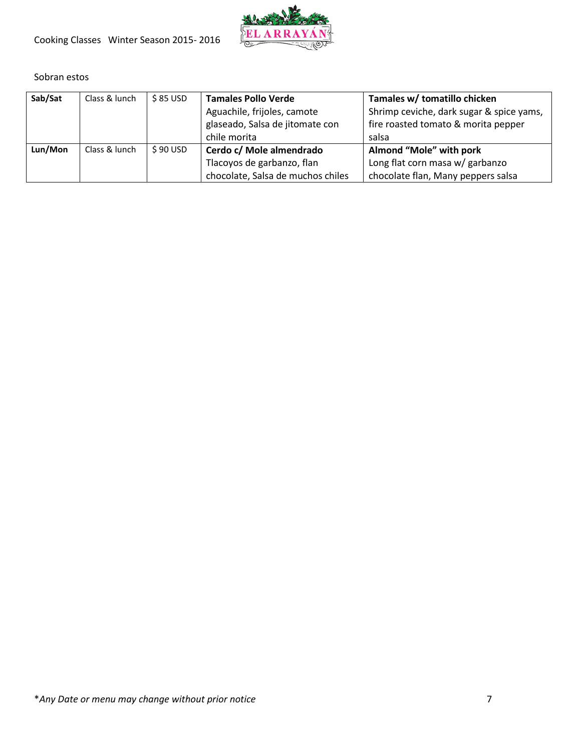Sobran estos

| | | | | |
|---|---|---|---|---|
| **Sab/Sat** | Class & lunch | $ 85 USD | **Tamales Pollo Verde** Aguachile, frijoles, camote glaseado, Salsa de jitomate con chile morita | **Tamales w/ tomatillo chicken** Shrimp ceviche, dark sugar & spice yams, fire roasted tomato & morita pepper salsa |
| **Lun/Mon** | Class & lunch | $ 90 USD | **Cerdo c/ Mole almendrado** Tlacoyos de garbanzo, flan chocolate, Salsa de muchos chiles | **Almond "Mole" with pork** Long flat corn masa w/ garbanzo chocolate flan, Many peppers salsa |

*\*Any Date or menu may change without prior notice*